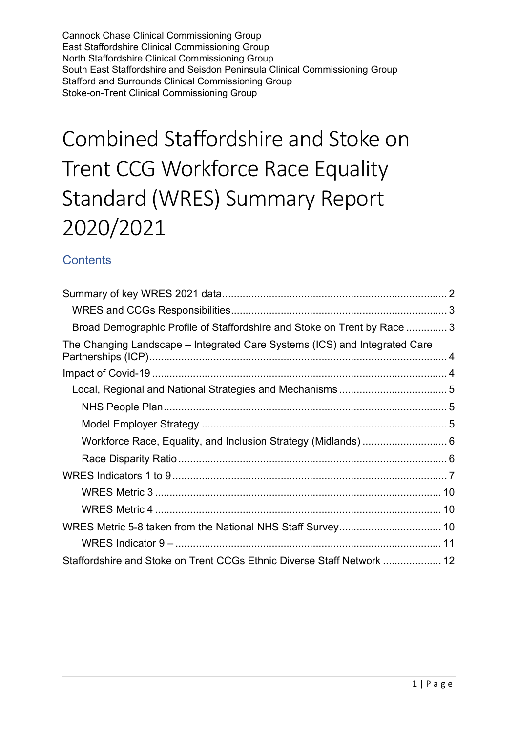Cannock Chase Clinical Commissioning Group
East Staffordshire Clinical Commissioning Group
North Staffordshire Clinical Commissioning Group
South East Staffordshire and Seisdon Peninsula Clinical Commissioning Group
Stafford and Surrounds Clinical Commissioning Group
Stoke-on-Trent Clinical Commissioning Group

# Combined Staffordshire and Stoke on Trent CCG Workforce Race Equality Standard (WRES) Summary Report 2020/2021

## Contents

- Summary of key WRES 2021 data ........ 2
  - WRES and CCGs Responsibilities ........ 3
  - Broad Demographic Profile of Staffordshire and Stoke on Trent by Race ........ 3
- The Changing Landscape – Integrated Care Systems (ICS) and Integrated Care Partnerships (ICP) ........ 4
- Impact of Covid-19 ........ 4
  - Local, Regional and National Strategies and Mechanisms ........ 5
    - NHS People Plan ........ 5
    - Model Employer Strategy ........ 5
    - Workforce Race, Equality, and Inclusion Strategy (Midlands) ........ 6
    - Race Disparity Ratio ........ 6
- WRES Indicators 1 to 9 ........ 7
    - WRES Metric 3 ........ 10
    - WRES Metric 4 ........ 10
- WRES Metric 5-8 taken from the National NHS Staff Survey ........ 10
    - WRES Indicator 9 – ........ 11
- Staffordshire and Stoke on Trent CCGs Ethnic Diverse Staff Network ........ 12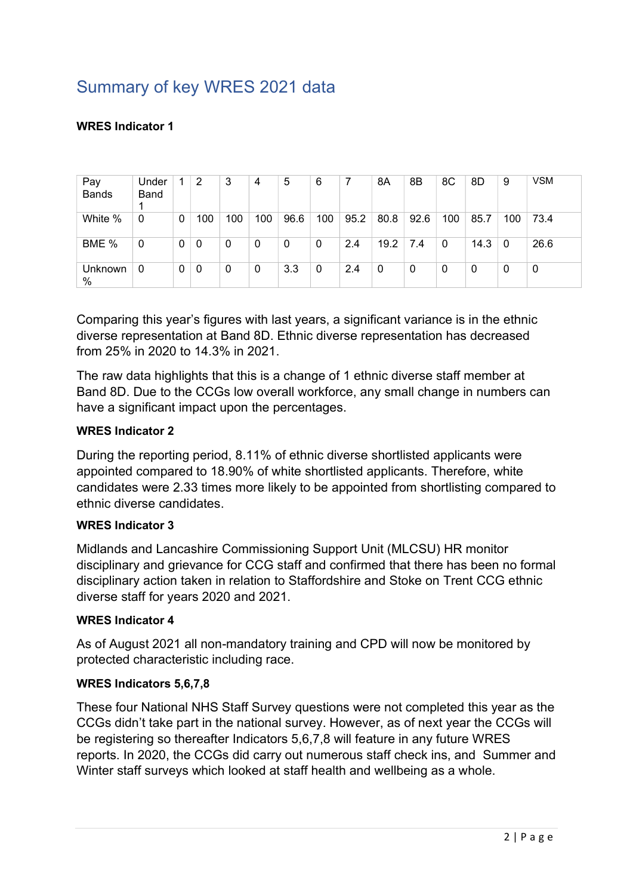## Summary of key WRES 2021 data

**WRES Indicator 1**

| Pay Bands | Under Band 1 | 1 | 2 | 3 | 4 | 5 | 6 | 7 | 8A | 8B | 8C | 8D | 9 | VSM |
|---|---|---|---|---|---|---|---|---|---|---|---|---|---|---|
| White % | 0 | 0 | 100 | 100 | 100 | 96.6 | 100 | 95.2 | 80.8 | 92.6 | 100 | 85.7 | 100 | 73.4 |
| BME % | 0 | 0 | 0 | 0 | 0 | 0 | 0 | 2.4 | 19.2 | 7.4 | 0 | 14.3 | 0 | 26.6 |
| Unknown % | 0 | 0 | 0 | 0 | 0 | 3.3 | 0 | 2.4 | 0 | 0 | 0 | 0 | 0 | 0 |

Comparing this year's figures with last years, a significant variance is in the ethnic diverse representation at Band 8D. Ethnic diverse representation has decreased from 25% in 2020 to 14.3% in 2021.

The raw data highlights that this is a change of 1 ethnic diverse staff member at Band 8D. Due to the CCGs low overall workforce, any small change in numbers can have a significant impact upon the percentages.

**WRES Indicator 2**

During the reporting period, 8.11% of ethnic diverse shortlisted applicants were appointed compared to 18.90% of white shortlisted applicants. Therefore, white candidates were 2.33 times more likely to be appointed from shortlisting compared to ethnic diverse candidates.

**WRES Indicator 3**

Midlands and Lancashire Commissioning Support Unit (MLCSU) HR monitor disciplinary and grievance for CCG staff and confirmed that there has been no formal disciplinary action taken in relation to Staffordshire and Stoke on Trent CCG ethnic diverse staff for years 2020 and 2021.

**WRES Indicator 4**

As of August 2021 all non-mandatory training and CPD will now be monitored by protected characteristic including race.

**WRES Indicators 5,6,7,8**

These four National NHS Staff Survey questions were not completed this year as the CCGs didn't take part in the national survey. However, as of next year the CCGs will be registering so thereafter Indicators 5,6,7,8 will feature in any future WRES reports. In 2020, the CCGs did carry out numerous staff check ins, and Summer and Winter staff surveys which looked at staff health and wellbeing as a whole.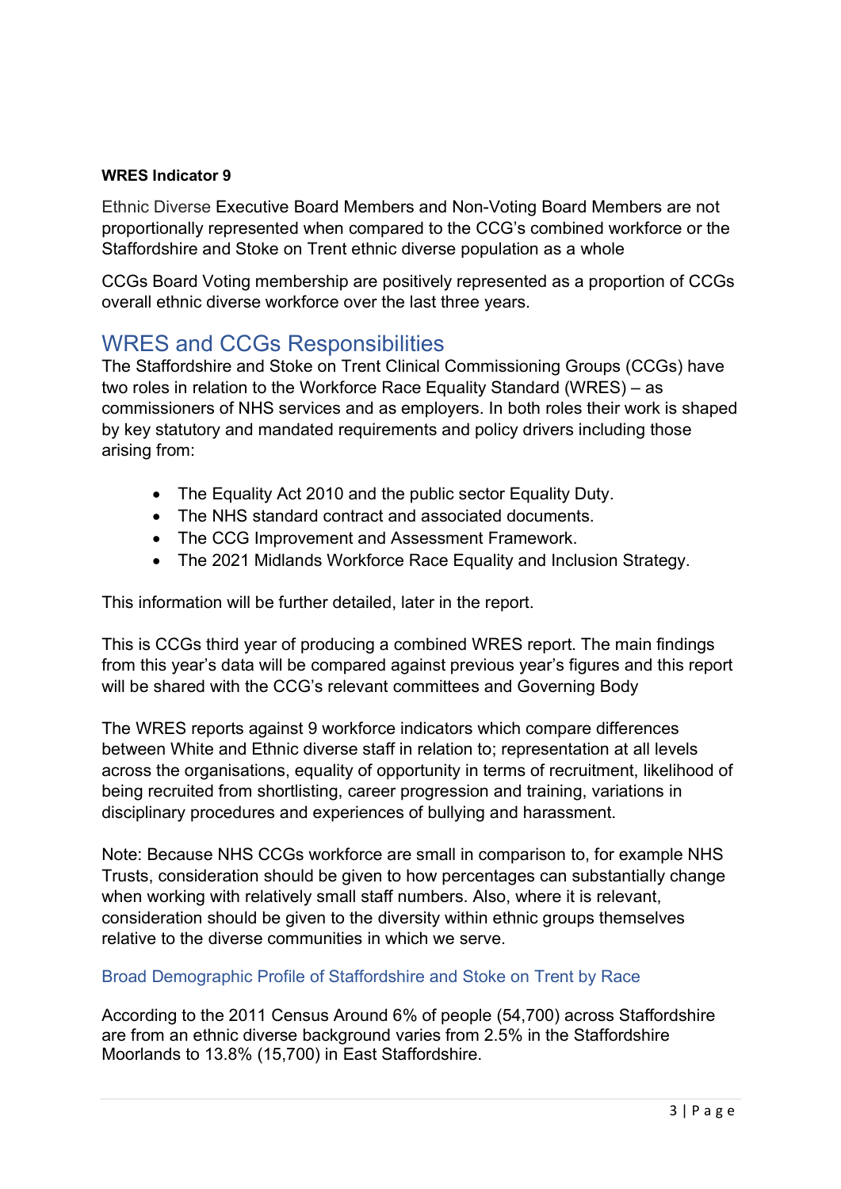**WRES Indicator 9**

Ethnic Diverse Executive Board Members and Non-Voting Board Members are not proportionally represented when compared to the CCG's combined workforce or the Staffordshire and Stoke on Trent ethnic diverse population as a whole

CCGs Board Voting membership are positively represented as a proportion of CCGs overall ethnic diverse workforce over the last three years.

## WRES and CCGs Responsibilities

The Staffordshire and Stoke on Trent Clinical Commissioning Groups (CCGs) have two roles in relation to the Workforce Race Equality Standard (WRES) – as commissioners of NHS services and as employers. In both roles their work is shaped by key statutory and mandated requirements and policy drivers including those arising from:

- The Equality Act 2010 and the public sector Equality Duty.
- The NHS standard contract and associated documents.
- The CCG Improvement and Assessment Framework.
- The 2021 Midlands Workforce Race Equality and Inclusion Strategy.

This information will be further detailed, later in the report.

This is CCGs third year of producing a combined WRES report. The main findings from this year's data will be compared against previous year's figures and this report will be shared with the CCG's relevant committees and Governing Body

The WRES reports against 9 workforce indicators which compare differences between White and Ethnic diverse staff in relation to; representation at all levels across the organisations, equality of opportunity in terms of recruitment, likelihood of being recruited from shortlisting, career progression and training, variations in disciplinary procedures and experiences of bullying and harassment.

Note: Because NHS CCGs workforce are small in comparison to, for example NHS Trusts, consideration should be given to how percentages can substantially change when working with relatively small staff numbers. Also, where it is relevant, consideration should be given to the diversity within ethnic groups themselves relative to the diverse communities in which we serve.

### Broad Demographic Profile of Staffordshire and Stoke on Trent by Race

According to the 2011 Census Around 6% of people (54,700) across Staffordshire are from an ethnic diverse background varies from 2.5% in the Staffordshire Moorlands to 13.8% (15,700) in East Staffordshire.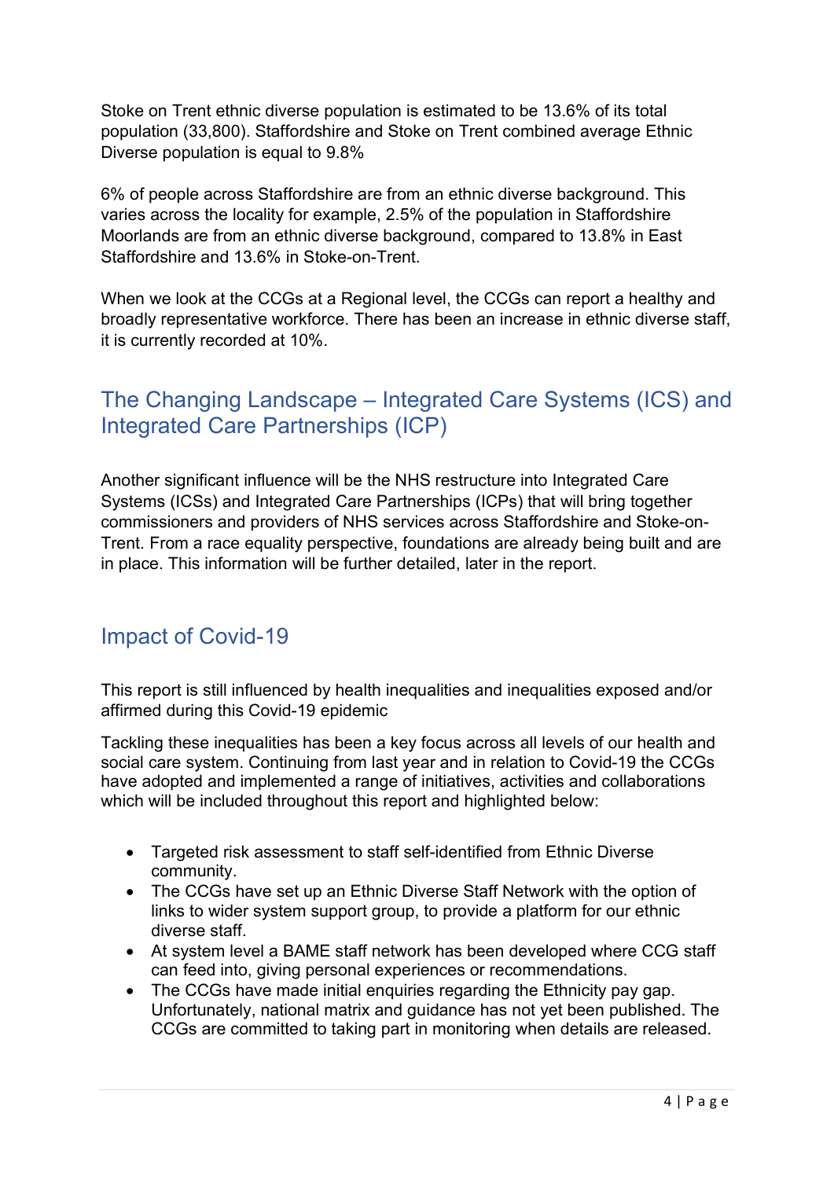Stoke on Trent ethnic diverse population is estimated to be 13.6% of its total population (33,800). Staffordshire and Stoke on Trent combined average Ethnic Diverse population is equal to 9.8%

6% of people across Staffordshire are from an ethnic diverse background. This varies across the locality for example, 2.5% of the population in Staffordshire Moorlands are from an ethnic diverse background, compared to 13.8% in East Staffordshire and 13.6% in Stoke-on-Trent.

When we look at the CCGs at a Regional level, the CCGs can report a healthy and broadly representative workforce. There has been an increase in ethnic diverse staff, it is currently recorded at 10%.

## The Changing Landscape – Integrated Care Systems (ICS) and Integrated Care Partnerships (ICP)

Another significant influence will be the NHS restructure into Integrated Care Systems (ICSs) and Integrated Care Partnerships (ICPs) that will bring together commissioners and providers of NHS services across Staffordshire and Stoke-on-Trent. From a race equality perspective, foundations are already being built and are in place. This information will be further detailed, later in the report.

## Impact of Covid-19

This report is still influenced by health inequalities and inequalities exposed and/or affirmed during this Covid-19 epidemic

Tackling these inequalities has been a key focus across all levels of our health and social care system. Continuing from last year and in relation to Covid-19 the CCGs have adopted and implemented a range of initiatives, activities and collaborations which will be included throughout this report and highlighted below:

- Targeted risk assessment to staff self-identified from Ethnic Diverse community.
- The CCGs have set up an Ethnic Diverse Staff Network with the option of links to wider system support group, to provide a platform for our ethnic diverse staff.
- At system level a BAME staff network has been developed where CCG staff can feed into, giving personal experiences or recommendations.
- The CCGs have made initial enquiries regarding the Ethnicity pay gap. Unfortunately, national matrix and guidance has not yet been published. The CCGs are committed to taking part in monitoring when details are released.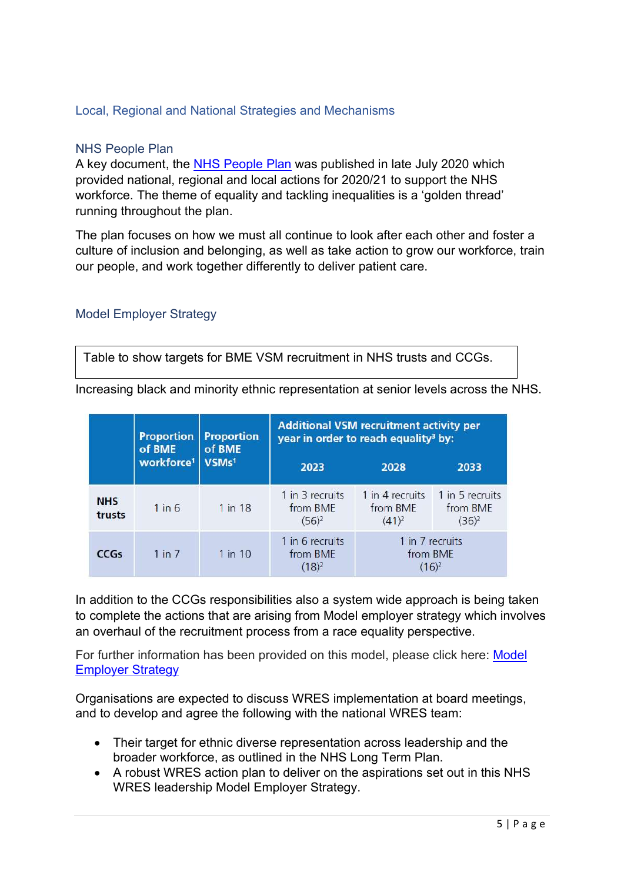## Local, Regional and National Strategies and Mechanisms

### NHS People Plan

A key document, the NHS People Plan was published in late July 2020 which provided national, regional and local actions for 2020/21 to support the NHS workforce. The theme of equality and tackling inequalities is a 'golden thread' running throughout the plan.

The plan focuses on how we must all continue to look after each other and foster a culture of inclusion and belonging, as well as take action to grow our workforce, train our people, and work together differently to deliver patient care.

### Model Employer Strategy

Table to show targets for BME VSM recruitment in NHS trusts and CCGs.

Increasing black and minority ethnic representation at senior levels across the NHS.

| | Proportion of BME workforce[1] | Proportion of BME VSMs[1] | Additional VSM recruitment activity per year in order to reach equality[3] by: 2023 | 2028 | 2033 |
|---|---|---|---|---|---|
| **NHS trusts** | 1 in 6 | 1 in 18 | 1 in 3 recruits from BME (56)[2] | 1 in 4 recruits from BME (41)[2] | 1 in 5 recruits from BME (36)[2] |
| **CCGs** | 1 in 7 | 1 in 10 | 1 in 6 recruits from BME (18)[2] | 1 in 7 recruits from BME (16)[2] | |

In addition to the CCGs responsibilities also a system wide approach is being taken to complete the actions that are arising from Model employer strategy which involves an overhaul of the recruitment process from a race equality perspective.

For further information has been provided on this model, please click here: Model Employer Strategy

Organisations are expected to discuss WRES implementation at board meetings, and to develop and agree the following with the national WRES team:

- Their target for ethnic diverse representation across leadership and the broader workforce, as outlined in the NHS Long Term Plan.
- A robust WRES action plan to deliver on the aspirations set out in this NHS WRES leadership Model Employer Strategy.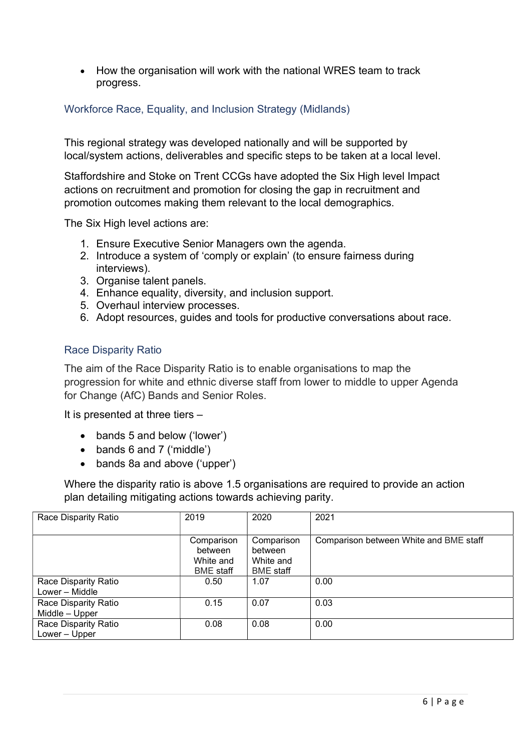- How the organisation will work with the national WRES team to track progress.

### Workforce Race, Equality, and Inclusion Strategy (Midlands)

This regional strategy was developed nationally and will be supported by local/system actions, deliverables and specific steps to be taken at a local level.

Staffordshire and Stoke on Trent CCGs have adopted the Six High level Impact actions on recruitment and promotion for closing the gap in recruitment and promotion outcomes making them relevant to the local demographics.

The Six High level actions are:

1. Ensure Executive Senior Managers own the agenda.
2. Introduce a system of 'comply or explain' (to ensure fairness during interviews).
3. Organise talent panels.
4. Enhance equality, diversity, and inclusion support.
5. Overhaul interview processes.
6. Adopt resources, guides and tools for productive conversations about race.

### Race Disparity Ratio

The aim of the Race Disparity Ratio is to enable organisations to map the progression for white and ethnic diverse staff from lower to middle to upper Agenda for Change (AfC) Bands and Senior Roles.

It is presented at three tiers –

- bands 5 and below ('lower')
- bands 6 and 7 ('middle')
- bands 8a and above ('upper')

Where the disparity ratio is above 1.5 organisations are required to provide an action plan detailing mitigating actions towards achieving parity.

| Race Disparity Ratio | 2019 | 2020 | 2021 |
|---|---|---|---|
| | Comparison between White and BME staff | Comparison between White and BME staff | Comparison between White and BME staff |
| Race Disparity Ratio Lower – Middle | 0.50 | 1.07 | 0.00 |
| Race Disparity Ratio Middle – Upper | 0.15 | 0.07 | 0.03 |
| Race Disparity Ratio Lower – Upper | 0.08 | 0.08 | 0.00 |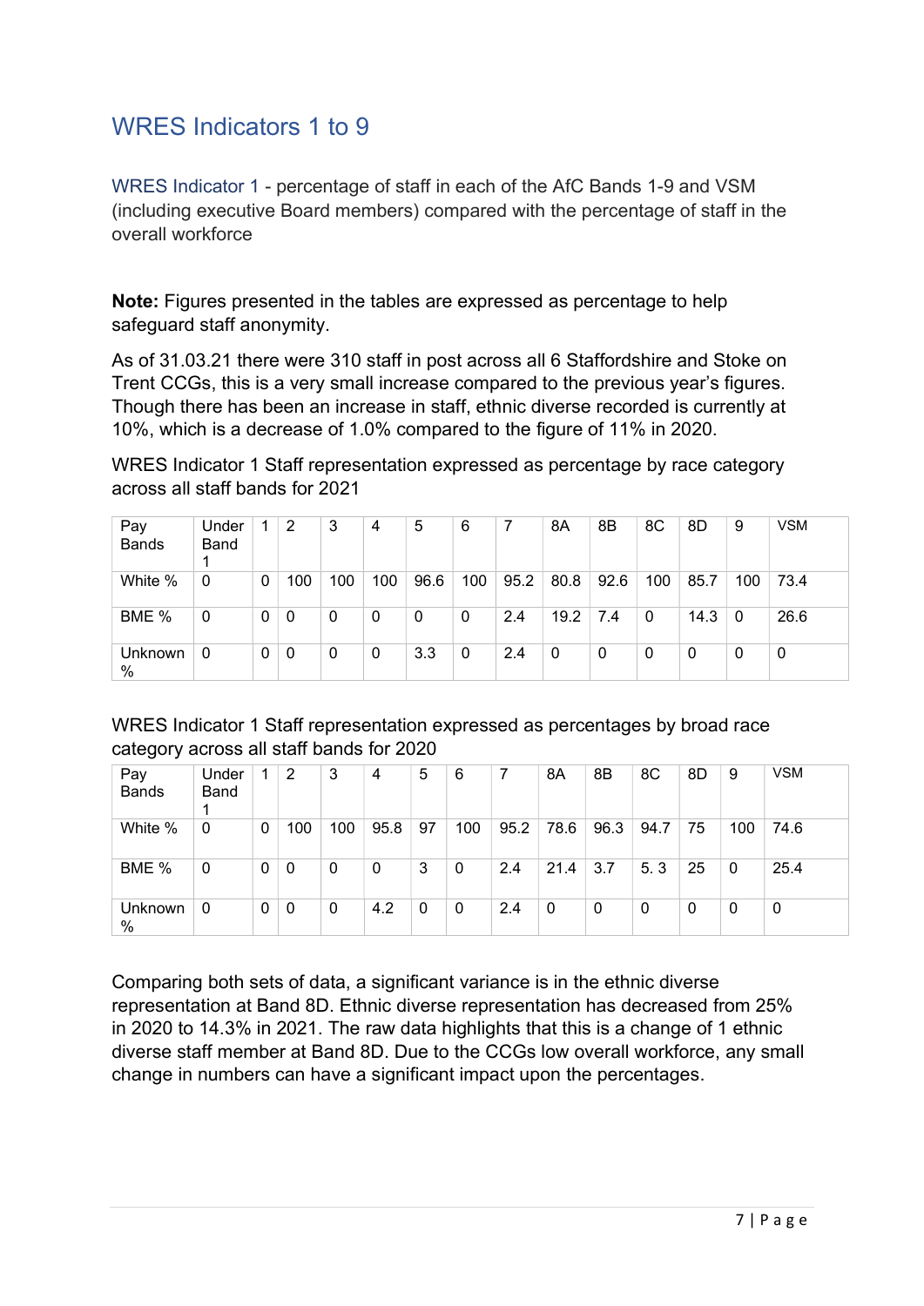## WRES Indicators 1 to 9

WRES Indicator 1 - percentage of staff in each of the AfC Bands 1-9 and VSM (including executive Board members) compared with the percentage of staff in the overall workforce

**Note:** Figures presented in the tables are expressed as percentage to help safeguard staff anonymity.

As of 31.03.21 there were 310 staff in post across all 6 Staffordshire and Stoke on Trent CCGs, this is a very small increase compared to the previous year's figures. Though there has been an increase in staff, ethnic diverse recorded is currently at 10%, which is a decrease of 1.0% compared to the figure of 11% in 2020.

WRES Indicator 1 Staff representation expressed as percentage by race category across all staff bands for 2021

| Pay Bands | Under Band 1 | 1 | 2 | 3 | 4 | 5 | 6 | 7 | 8A | 8B | 8C | 8D | 9 | VSM |
|---|---|---|---|---|---|---|---|---|---|---|---|---|---|---|
| White % | 0 | 0 | 100 | 100 | 100 | 96.6 | 100 | 95.2 | 80.8 | 92.6 | 100 | 85.7 | 100 | 73.4 |
| BME % | 0 | 0 | 0 | 0 | 0 | 0 | 0 | 2.4 | 19.2 | 7.4 | 0 | 14.3 | 0 | 26.6 |
| Unknown % | 0 | 0 | 0 | 0 | 0 | 3.3 | 0 | 2.4 | 0 | 0 | 0 | 0 | 0 | 0 |

WRES Indicator 1 Staff representation expressed as percentages by broad race category across all staff bands for 2020

| Pay Bands | Under Band 1 | 1 | 2 | 3 | 4 | 5 | 6 | 7 | 8A | 8B | 8C | 8D | 9 | VSM |
|---|---|---|---|---|---|---|---|---|---|---|---|---|---|---|
| White % | 0 | 0 | 100 | 100 | 95.8 | 97 | 100 | 95.2 | 78.6 | 96.3 | 94.7 | 75 | 100 | 74.6 |
| BME % | 0 | 0 | 0 | 0 | 0 | 3 | 0 | 2.4 | 21.4 | 3.7 | 5. 3 | 25 | 0 | 25.4 |
| Unknown % | 0 | 0 | 0 | 0 | 4.2 | 0 | 0 | 2.4 | 0 | 0 | 0 | 0 | 0 | 0 |

Comparing both sets of data, a significant variance is in the ethnic diverse representation at Band 8D. Ethnic diverse representation has decreased from 25% in 2020 to 14.3% in 2021. The raw data highlights that this is a change of 1 ethnic diverse staff member at Band 8D. Due to the CCGs low overall workforce, any small change in numbers can have a significant impact upon the percentages.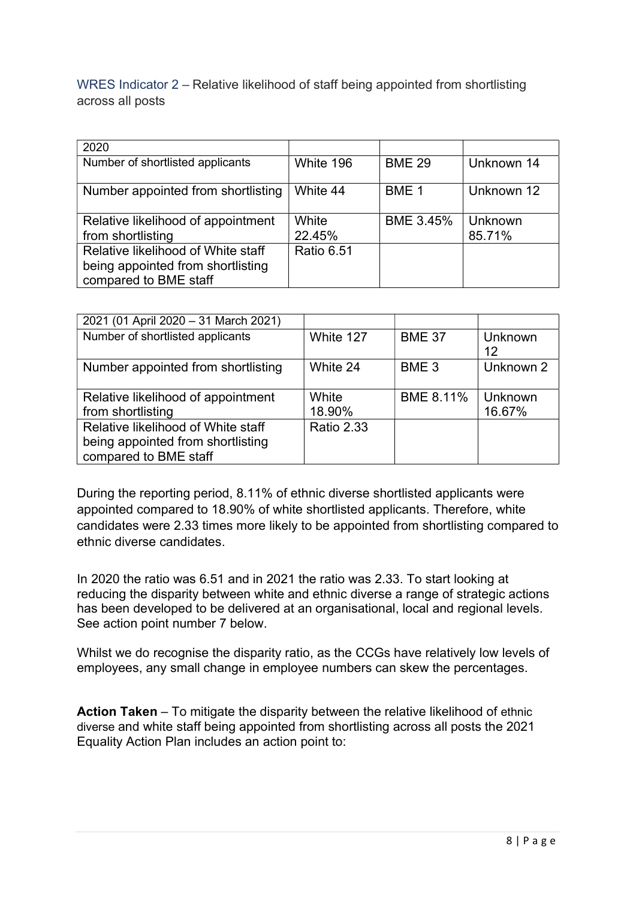## WRES Indicator 2 – Relative likelihood of staff being appointed from shortlisting across all posts

| 2020 | | | |
|---|---|---|---|
| Number of shortlisted applicants | White 196 | BME 29 | Unknown 14 |
| Number appointed from shortlisting | White 44 | BME 1 | Unknown 12 |
| Relative likelihood of appointment from shortlisting | White 22.45% | BME 3.45% | Unknown 85.71% |
| Relative likelihood of White staff being appointed from shortlisting compared to BME staff | Ratio 6.51 | | |

| 2021 (01 April 2020 – 31 March 2021) | | | |
|---|---|---|---|
| Number of shortlisted applicants | White 127 | BME 37 | Unknown 12 |
| Number appointed from shortlisting | White 24 | BME 3 | Unknown 2 |
| Relative likelihood of appointment from shortlisting | White 18.90% | BME 8.11% | Unknown 16.67% |
| Relative likelihood of White staff being appointed from shortlisting compared to BME staff | Ratio 2.33 | | |

During the reporting period, 8.11% of ethnic diverse shortlisted applicants were appointed compared to 18.90% of white shortlisted applicants. Therefore, white candidates were 2.33 times more likely to be appointed from shortlisting compared to ethnic diverse candidates.

In 2020 the ratio was 6.51 and in 2021 the ratio was 2.33. To start looking at reducing the disparity between white and ethnic diverse a range of strategic actions has been developed to be delivered at an organisational, local and regional levels. See action point number 7 below.

Whilst we do recognise the disparity ratio, as the CCGs have relatively low levels of employees, any small change in employee numbers can skew the percentages.

**Action Taken** – To mitigate the disparity between the relative likelihood of ethnic diverse and white staff being appointed from shortlisting across all posts the 2021 Equality Action Plan includes an action point to: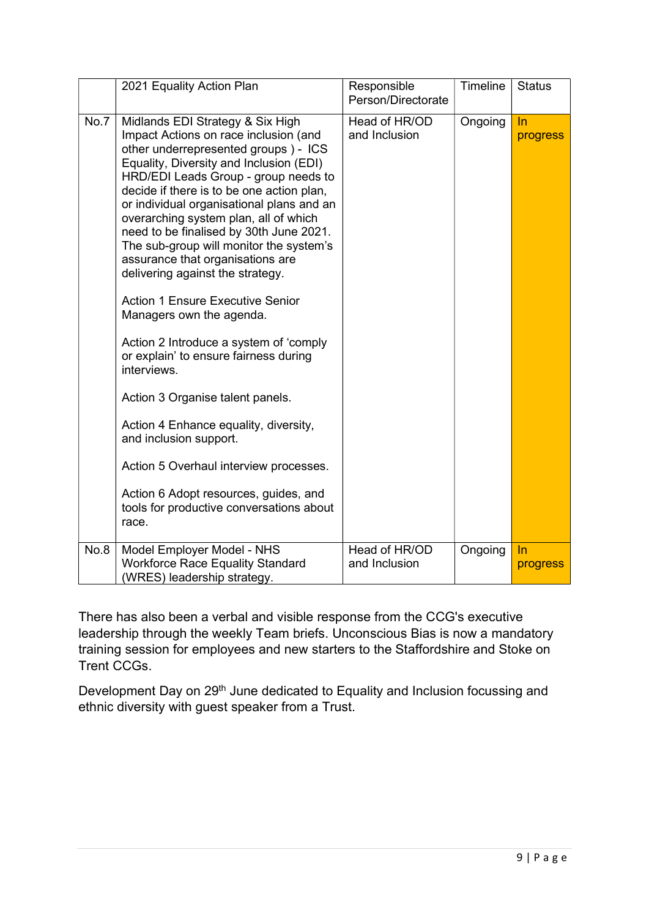|  | 2021 Equality Action Plan | Responsible Person/Directorate | Timeline | Status |
|---|---|---|---|---|
| No.7 | Midlands EDI Strategy & Six High Impact Actions on race inclusion (and other underrepresented groups ) - ICS Equality, Diversity and Inclusion (EDI) HRD/EDI Leads Group - group needs to decide if there is to be one action plan, or individual organisational plans and an overarching system plan, all of which need to be finalised by 30th June 2021. The sub-group will monitor the system's assurance that organisations are delivering against the strategy.<br><br>Action 1 Ensure Executive Senior Managers own the agenda.<br><br>Action 2 Introduce a system of 'comply or explain' to ensure fairness during interviews.<br><br>Action 3 Organise talent panels.<br><br>Action 4 Enhance equality, diversity, and inclusion support.<br><br>Action 5 Overhaul interview processes.<br><br>Action 6 Adopt resources, guides, and tools for productive conversations about race. | Head of HR/OD and Inclusion | Ongoing | In progress |
| No.8 | Model Employer Model - NHS Workforce Race Equality Standard (WRES) leadership strategy. | Head of HR/OD and Inclusion | Ongoing | In progress |

There has also been a verbal and visible response from the CCG's executive leadership through the weekly Team briefs. Unconscious Bias is now a mandatory training session for employees and new starters to the Staffordshire and Stoke on Trent CCGs.

Development Day on 29th June dedicated to Equality and Inclusion focussing and ethnic diversity with guest speaker from a Trust.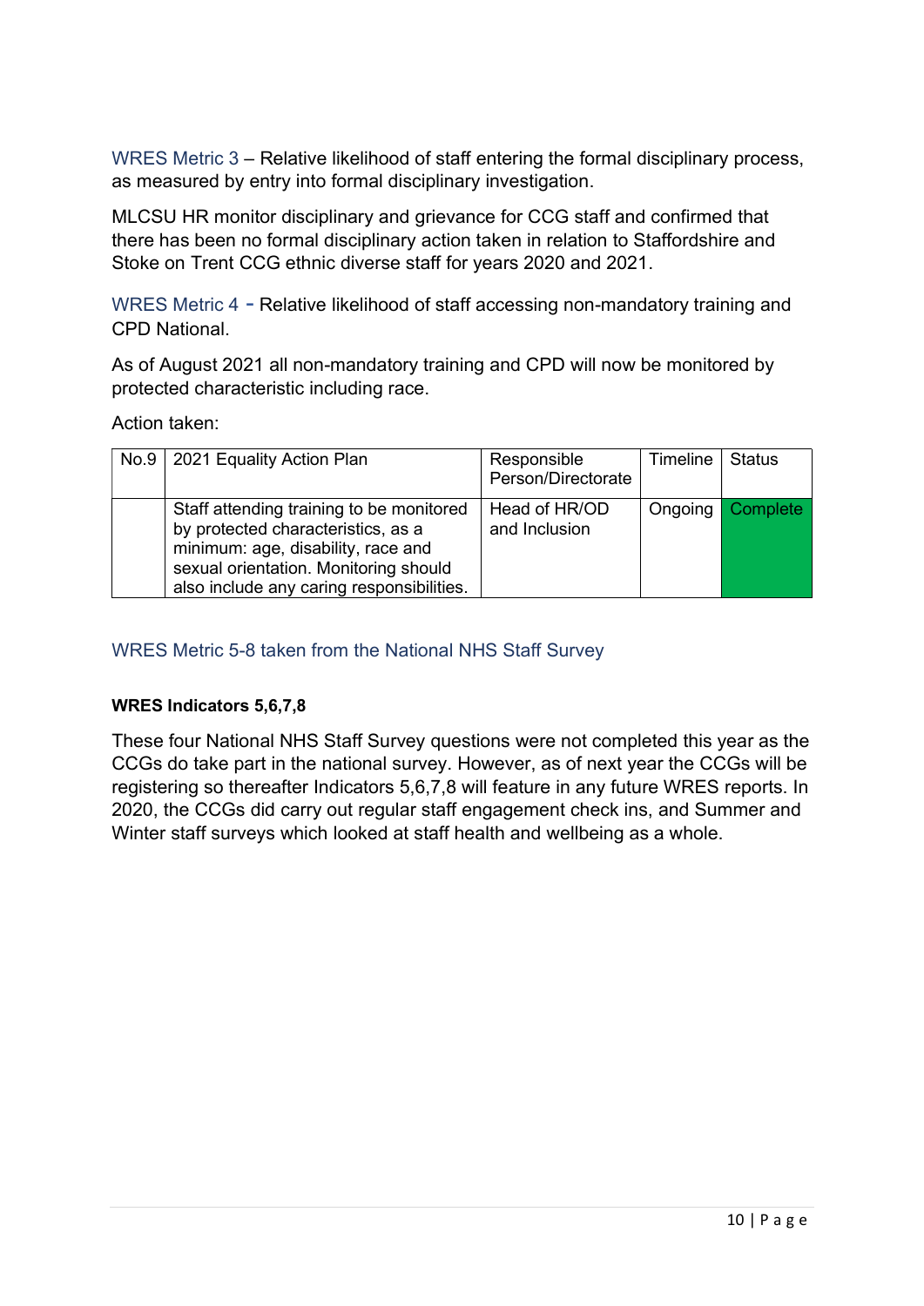WRES Metric 3 – Relative likelihood of staff entering the formal disciplinary process, as measured by entry into formal disciplinary investigation.

MLCSU HR monitor disciplinary and grievance for CCG staff and confirmed that there has been no formal disciplinary action taken in relation to Staffordshire and Stoke on Trent CCG ethnic diverse staff for years 2020 and 2021.

WRES Metric 4 - Relative likelihood of staff accessing non-mandatory training and CPD National.

As of August 2021 all non-mandatory training and CPD will now be monitored by protected characteristic including race.

Action taken:

| No.9 | 2021 Equality Action Plan | Responsible Person/Directorate | Timeline | Status |
|---|---|---|---|---|
| | Staff attending training to be monitored by protected characteristics, as a minimum: age, disability, race and sexual orientation. Monitoring should also include any caring responsibilities. | Head of HR/OD and Inclusion | Ongoing | Complete |

WRES Metric 5-8 taken from the National NHS Staff Survey

**WRES Indicators 5,6,7,8**

These four National NHS Staff Survey questions were not completed this year as the CCGs do take part in the national survey. However, as of next year the CCGs will be registering so thereafter Indicators 5,6,7,8 will feature in any future WRES reports. In 2020, the CCGs did carry out regular staff engagement check ins, and Summer and Winter staff surveys which looked at staff health and wellbeing as a whole.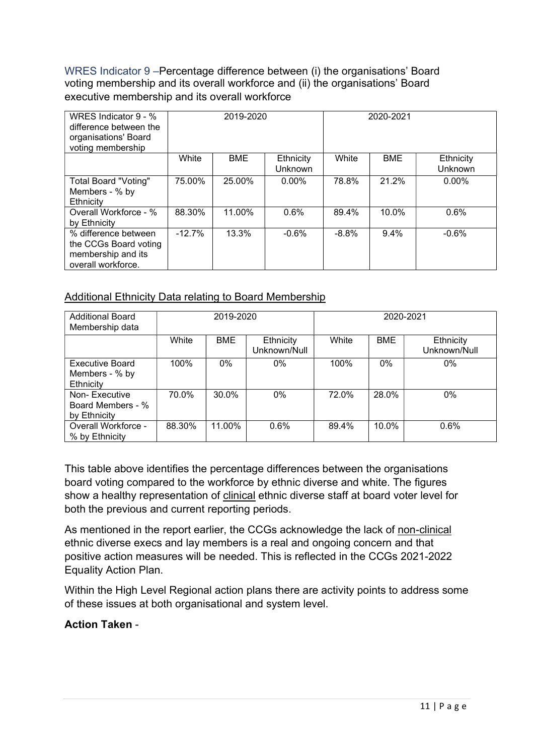WRES Indicator 9 –Percentage difference between (i) the organisations' Board voting membership and its overall workforce and (ii) the organisations' Board executive membership and its overall workforce

| WRES Indicator 9 - % difference between the organisations' Board voting membership | 2019-2020 | | | 2020-2021 | | |
|---|---|---|---|---|---|---|
| | White | BME | Ethnicity Unknown | White | BME | Ethnicity Unknown |
| Total Board "Voting" Members - % by Ethnicity | 75.00% | 25.00% | 0.00% | 78.8% | 21.2% | 0.00% |
| Overall Workforce - % by Ethnicity | 88.30% | 11.00% | 0.6% | 89.4% | 10.0% | 0.6% |
| % difference between the CCGs Board voting membership and its overall workforce. | -12.7% | 13.3% | -0.6% | -8.8% | 9.4% | -0.6% |

<u>Additional Ethnicity Data relating to Board Membership</u>

| Additional Board Membership data | 2019-2020 | | | 2020-2021 | | |
|---|---|---|---|---|---|---|
| | White | BME | Ethnicity Unknown/Null | White | BME | Ethnicity Unknown/Null |
| Executive Board Members - % by Ethnicity | 100% | 0% | 0% | 100% | 0% | 0% |
| Non- Executive Board Members - % by Ethnicity | 70.0% | 30.0% | 0% | 72.0% | 28.0% | 0% |
| Overall Workforce - % by Ethnicity | 88.30% | 11.00% | 0.6% | 89.4% | 10.0% | 0.6% |

This table above identifies the percentage differences between the organisations board voting compared to the workforce by ethnic diverse and white. The figures show a healthy representation of <u>clinical</u> ethnic diverse staff at board voter level for both the previous and current reporting periods.

As mentioned in the report earlier, the CCGs acknowledge the lack of <u>non-clinical</u> ethnic diverse execs and lay members is a real and ongoing concern and that positive action measures will be needed. This is reflected in the CCGs 2021-2022 Equality Action Plan.

Within the High Level Regional action plans there are activity points to address some of these issues at both organisational and system level.

**Action Taken** -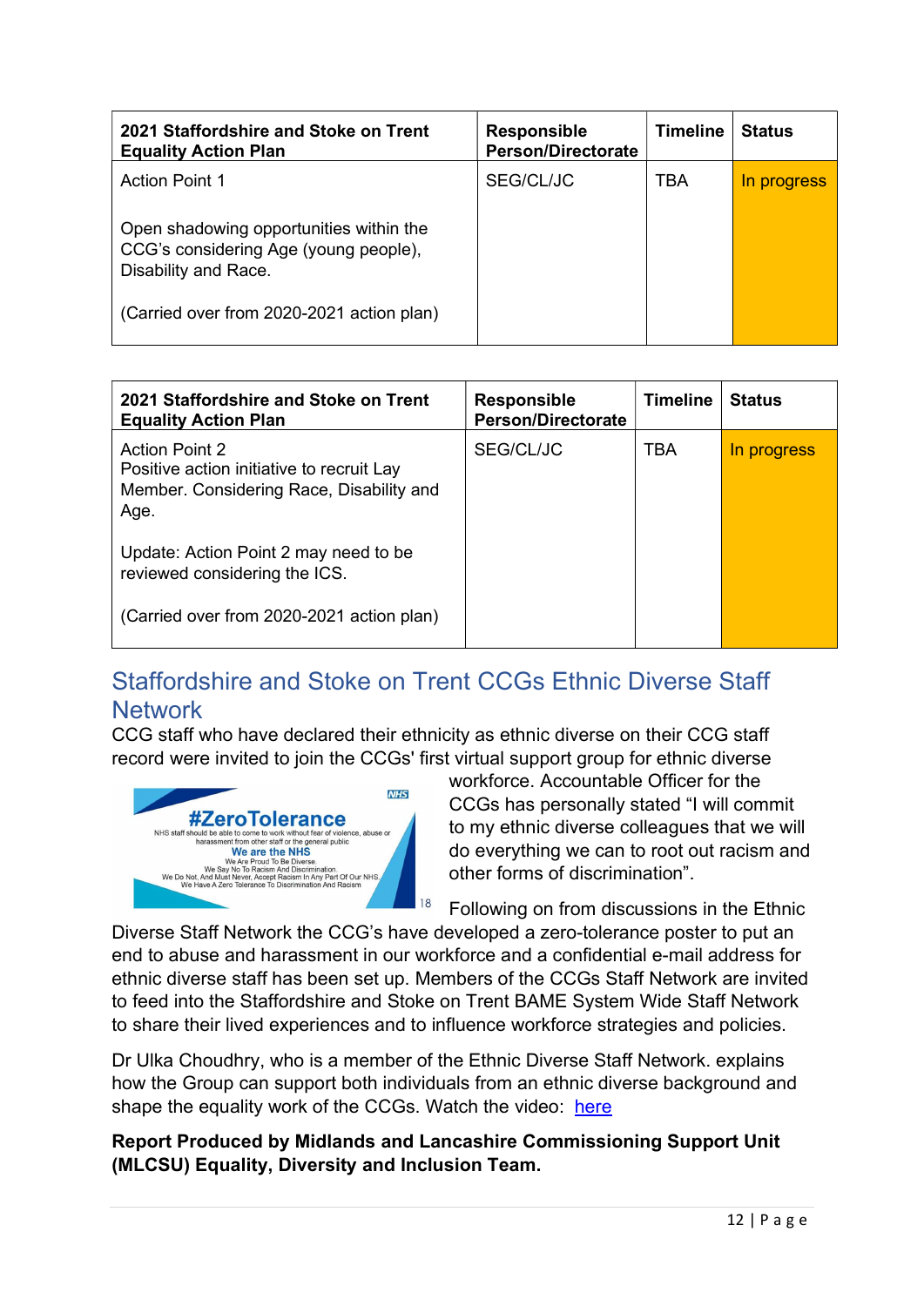| 2021 Staffordshire and Stoke on Trent Equality Action Plan | Responsible Person/Directorate | Timeline | Status |
|---|---|---|---|
| Action Point 1<br><br>Open shadowing opportunities within the CCG's considering Age (young people), Disability and Race.<br><br>(Carried over from 2020-2021 action plan) | SEG/CL/JC | TBA | In progress |

| 2021 Staffordshire and Stoke on Trent Equality Action Plan | Responsible Person/Directorate | Timeline | Status |
|---|---|---|---|
| Action Point 2<br>Positive action initiative to recruit Lay Member. Considering Race, Disability and Age.<br><br>Update: Action Point 2 may need to be reviewed considering the ICS.<br><br>(Carried over from 2020-2021 action plan) | SEG/CL/JC | TBA | In progress |

## Staffordshire and Stoke on Trent CCGs Ethnic Diverse Staff Network

CCG staff who have declared their ethnicity as ethnic diverse on their CCG staff record were invited to join the CCGs' first virtual support group for ethnic diverse workforce. Accountable Officer for the CCGs has personally stated "I will commit to my ethnic diverse colleagues that we will do everything we can to root out racism and other forms of discrimination".

Following on from discussions in the Ethnic Diverse Staff Network the CCG's have developed a zero-tolerance poster to put an end to abuse and harassment in our workforce and a confidential e-mail address for ethnic diverse staff has been set up. Members of the CCGs Staff Network are invited to feed into the Staffordshire and Stoke on Trent BAME System Wide Staff Network to share their lived experiences and to influence workforce strategies and policies.

Dr Ulka Choudhry, who is a member of the Ethnic Diverse Staff Network. explains how the Group can support both individuals from an ethnic diverse background and shape the equality work of the CCGs. Watch the video: here

**Report Produced by Midlands and Lancashire Commissioning Support Unit (MLCSU) Equality, Diversity and Inclusion Team.**